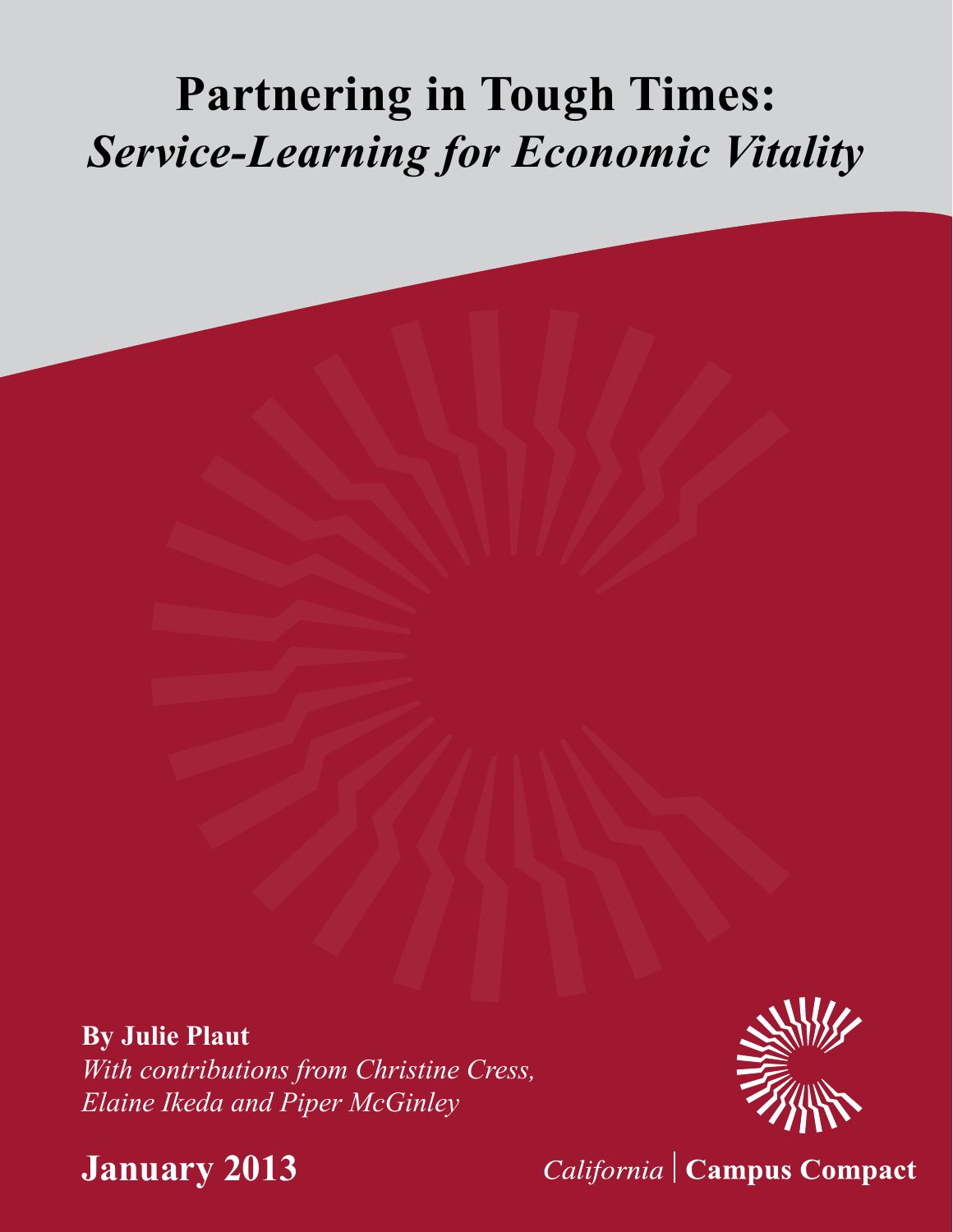# Partnering in Tough Times:
## *Service-Learning for Economic Vitality*

**By Julie Plaut**

*With contributions from Christine Cress, Elaine Ikeda and Piper McGinley*

**January 2013**

*California* | **Campus Compact**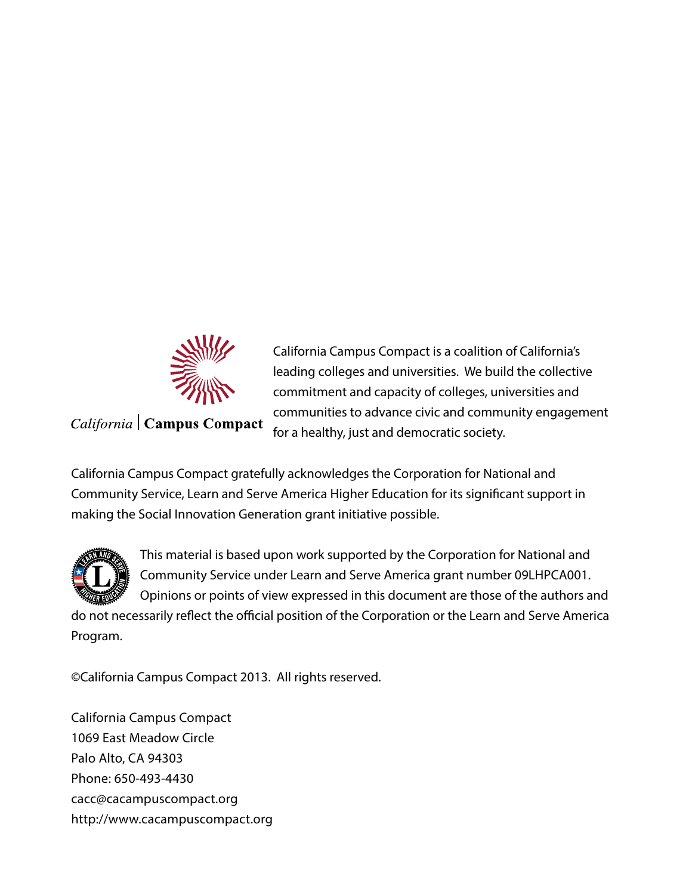California | Campus Compact

California Campus Compact is a coalition of California's leading colleges and universities. We build the collective commitment and capacity of colleges, universities and communities to advance civic and community engagement for a healthy, just and democratic society.

California Campus Compact gratefully acknowledges the Corporation for National and Community Service, Learn and Serve America Higher Education for its significant support in making the Social Innovation Generation grant initiative possible.

This material is based upon work supported by the Corporation for National and Community Service under Learn and Serve America grant number 09LHPCA001. Opinions or points of view expressed in this document are those of the authors and do not necessarily reflect the official position of the Corporation or the Learn and Serve America Program.

©California Campus Compact 2013. All rights reserved.

California Campus Compact  
1069 East Meadow Circle  
Palo Alto, CA 94303  
Phone: 650-493-4430  
cacc@cacampuscompact.org  
http://www.cacampuscompact.org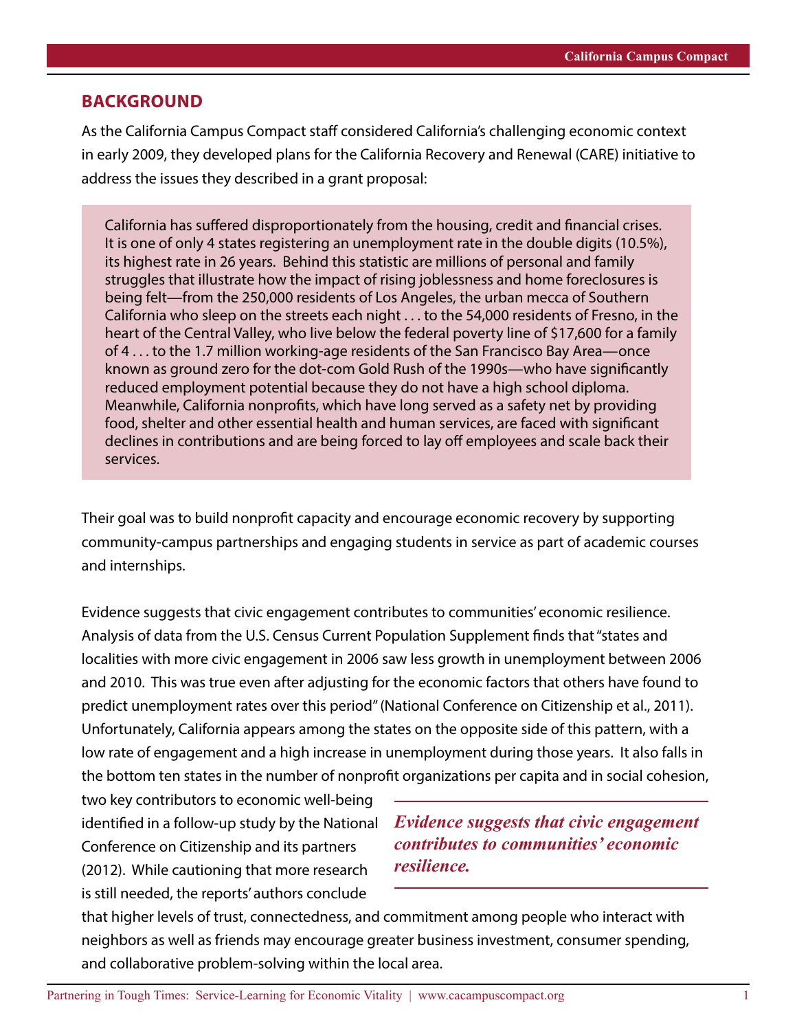## BACKGROUND

As the California Campus Compact staff considered California's challenging economic context in early 2009, they developed plans for the California Recovery and Renewal (CARE) initiative to address the issues they described in a grant proposal:

> California has suffered disproportionately from the housing, credit and financial crises. It is one of only 4 states registering an unemployment rate in the double digits (10.5%), its highest rate in 26 years. Behind this statistic are millions of personal and family struggles that illustrate how the impact of rising joblessness and home foreclosures is being felt—from the 250,000 residents of Los Angeles, the urban mecca of Southern California who sleep on the streets each night . . . to the 54,000 residents of Fresno, in the heart of the Central Valley, who live below the federal poverty line of $17,600 for a family of 4 . . . to the 1.7 million working-age residents of the San Francisco Bay Area—once known as ground zero for the dot-com Gold Rush of the 1990s—who have significantly reduced employment potential because they do not have a high school diploma. Meanwhile, California nonprofits, which have long served as a safety net by providing food, shelter and other essential health and human services, are faced with significant declines in contributions and are being forced to lay off employees and scale back their services.

Their goal was to build nonprofit capacity and encourage economic recovery by supporting community-campus partnerships and engaging students in service as part of academic courses and internships.

Evidence suggests that civic engagement contributes to communities' economic resilience. Analysis of data from the U.S. Census Current Population Supplement finds that "states and localities with more civic engagement in 2006 saw less growth in unemployment between 2006 and 2010. This was true even after adjusting for the economic factors that others have found to predict unemployment rates over this period" (National Conference on Citizenship et al., 2011). Unfortunately, California appears among the states on the opposite side of this pattern, with a low rate of engagement and a high increase in unemployment during those years. It also falls in the bottom ten states in the number of nonprofit organizations per capita and in social cohesion, two key contributors to economic well-being identified in a follow-up study by the National Conference on Citizenship and its partners (2012). While cautioning that more research is still needed, the reports' authors conclude that higher levels of trust, connectedness, and commitment among people who interact with neighbors as well as friends may encourage greater business investment, consumer spending, and collaborative problem-solving within the local area.

***Evidence suggests that civic engagement contributes to communities' economic resilience.***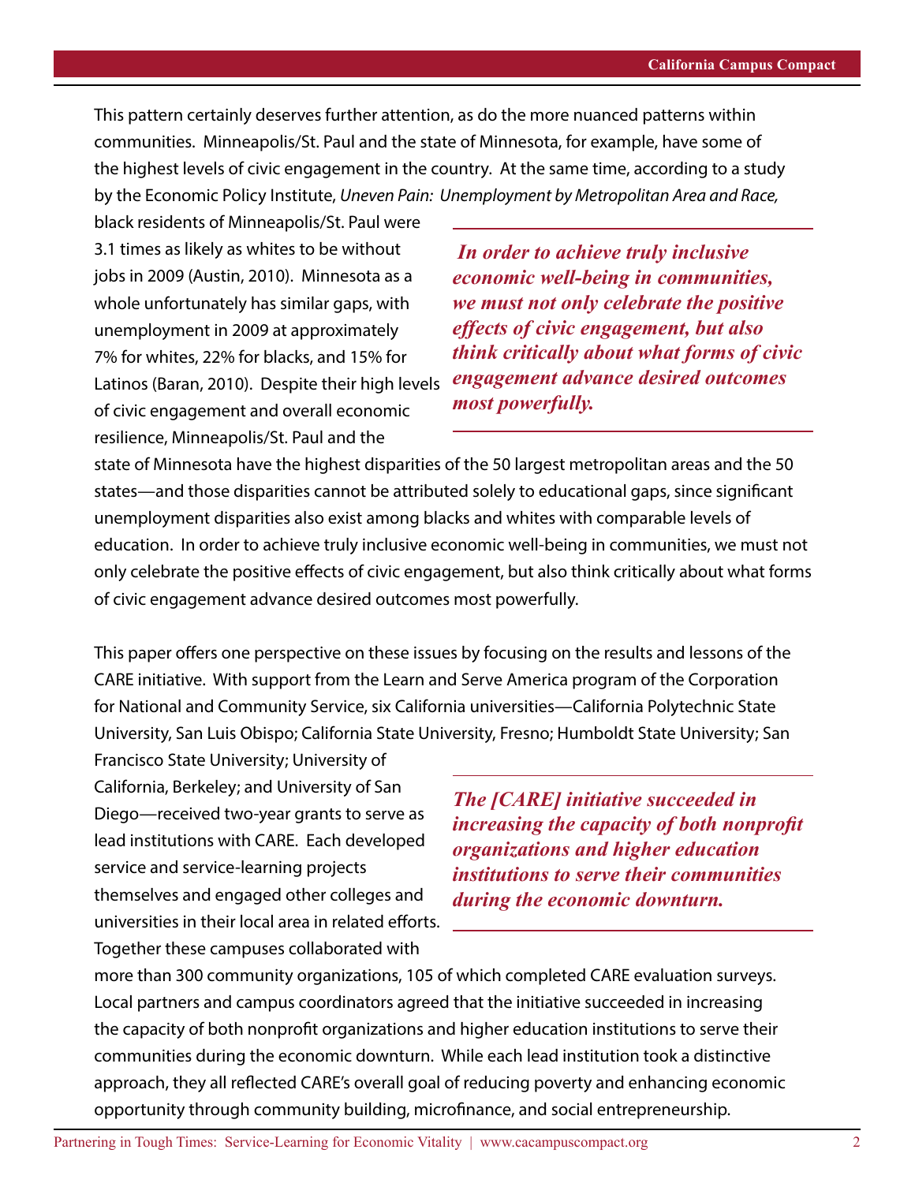This pattern certainly deserves further attention, as do the more nuanced patterns within communities. Minneapolis/St. Paul and the state of Minnesota, for example, have some of the highest levels of civic engagement in the country. At the same time, according to a study by the Economic Policy Institute, *Uneven Pain: Unemployment by Metropolitan Area and Race,* black residents of Minneapolis/St. Paul were 3.1 times as likely as whites to be without jobs in 2009 (Austin, 2010). Minnesota as a whole unfortunately has similar gaps, with unemployment in 2009 at approximately 7% for whites, 22% for blacks, and 15% for Latinos (Baran, 2010). Despite their high levels of civic engagement and overall economic resilience, Minneapolis/St. Paul and the state of Minnesota have the highest disparities of the 50 largest metropolitan areas and the 50 states—and those disparities cannot be attributed solely to educational gaps, since significant unemployment disparities also exist among blacks and whites with comparable levels of education. In order to achieve truly inclusive economic well-being in communities, we must not only celebrate the positive effects of civic engagement, but also think critically about what forms of civic engagement advance desired outcomes most powerfully.

> ***In order to achieve truly inclusive economic well-being in communities, we must not only celebrate the positive effects of civic engagement, but also think critically about what forms of civic engagement advance desired outcomes most powerfully.***

This paper offers one perspective on these issues by focusing on the results and lessons of the CARE initiative. With support from the Learn and Serve America program of the Corporation for National and Community Service, six California universities—California Polytechnic State University, San Luis Obispo; California State University, Fresno; Humboldt State University; San Francisco State University; University of California, Berkeley; and University of San Diego—received two-year grants to serve as lead institutions with CARE. Each developed service and service-learning projects themselves and engaged other colleges and universities in their local area in related efforts. Together these campuses collaborated with more than 300 community organizations, 105 of which completed CARE evaluation surveys. Local partners and campus coordinators agreed that the initiative succeeded in increasing the capacity of both nonprofit organizations and higher education institutions to serve their communities during the economic downturn. While each lead institution took a distinctive approach, they all reflected CARE's overall goal of reducing poverty and enhancing economic opportunity through community building, microfinance, and social entrepreneurship.

> ***The [CARE] initiative succeeded in increasing the capacity of both nonprofit organizations and higher education institutions to serve their communities during the economic downturn.***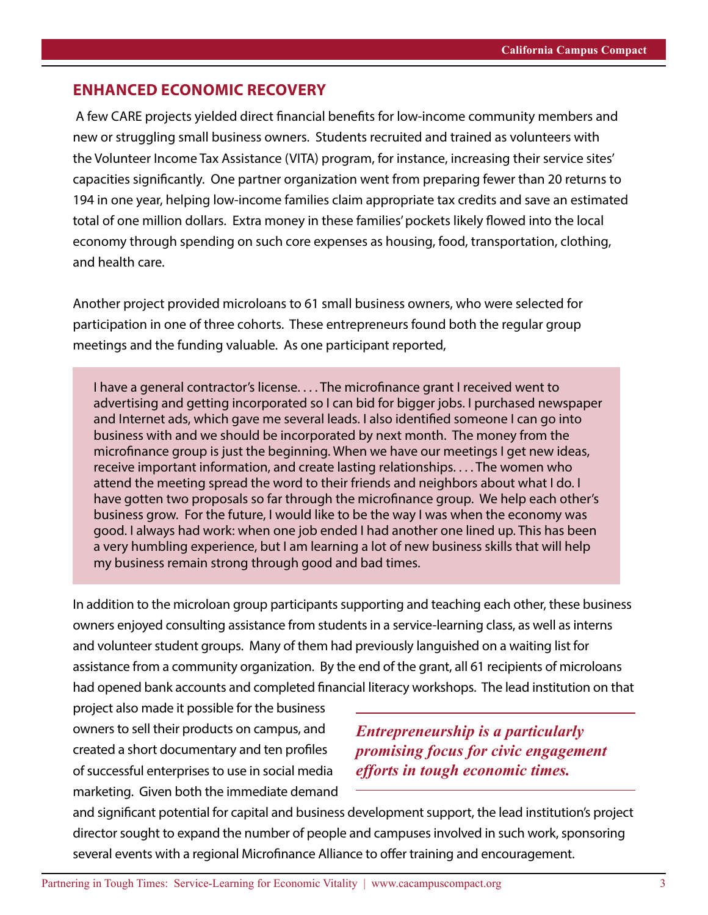## ENHANCED ECONOMIC RECOVERY

A few CARE projects yielded direct financial benefits for low-income community members and new or struggling small business owners. Students recruited and trained as volunteers with the Volunteer Income Tax Assistance (VITA) program, for instance, increasing their service sites' capacities significantly. One partner organization went from preparing fewer than 20 returns to 194 in one year, helping low-income families claim appropriate tax credits and save an estimated total of one million dollars. Extra money in these families' pockets likely flowed into the local economy through spending on such core expenses as housing, food, transportation, clothing, and health care.

Another project provided microloans to 61 small business owners, who were selected for participation in one of three cohorts. These entrepreneurs found both the regular group meetings and the funding valuable. As one participant reported,

> I have a general contractor's license. . . . The microfinance grant I received went to advertising and getting incorporated so I can bid for bigger jobs. I purchased newspaper and Internet ads, which gave me several leads. I also identified someone I can go into business with and we should be incorporated by next month. The money from the microfinance group is just the beginning. When we have our meetings I get new ideas, receive important information, and create lasting relationships. . . . The women who attend the meeting spread the word to their friends and neighbors about what I do. I have gotten two proposals so far through the microfinance group. We help each other's business grow. For the future, I would like to be the way I was when the economy was good. I always had work: when one job ended I had another one lined up. This has been a very humbling experience, but I am learning a lot of new business skills that will help my business remain strong through good and bad times.

In addition to the microloan group participants supporting and teaching each other, these business owners enjoyed consulting assistance from students in a service-learning class, as well as interns and volunteer student groups. Many of them had previously languished on a waiting list for assistance from a community organization. By the end of the grant, all 61 recipients of microloans had opened bank accounts and completed financial literacy workshops. The lead institution on that project also made it possible for the business owners to sell their products on campus, and created a short documentary and ten profiles of successful enterprises to use in social media marketing. Given both the immediate demand and significant potential for capital and business development support, the lead institution's project director sought to expand the number of people and campuses involved in such work, sponsoring several events with a regional Microfinance Alliance to offer training and encouragement.

***Entrepreneurship is a particularly promising focus for civic engagement efforts in tough economic times.***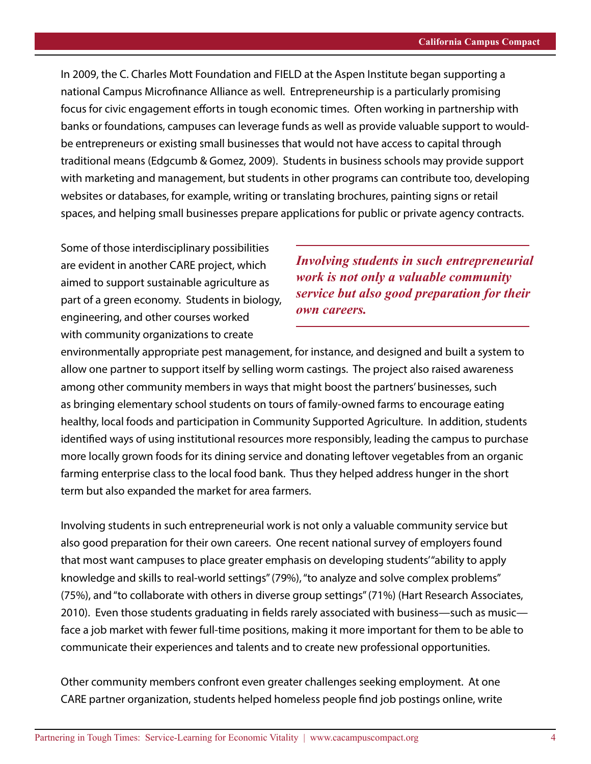In 2009, the C. Charles Mott Foundation and FIELD at the Aspen Institute began supporting a national Campus Microfinance Alliance as well. Entrepreneurship is a particularly promising focus for civic engagement efforts in tough economic times. Often working in partnership with banks or foundations, campuses can leverage funds as well as provide valuable support to would-be entrepreneurs or existing small businesses that would not have access to capital through traditional means (Edgcumb & Gomez, 2009). Students in business schools may provide support with marketing and management, but students in other programs can contribute too, developing websites or databases, for example, writing or translating brochures, painting signs or retail spaces, and helping small businesses prepare applications for public or private agency contracts.

Some of those interdisciplinary possibilities are evident in another CARE project, which aimed to support sustainable agriculture as part of a green economy. Students in biology, engineering, and other courses worked with community organizations to create environmentally appropriate pest management, for instance, and designed and built a system to allow one partner to support itself by selling worm castings. The project also raised awareness among other community members in ways that might boost the partners' businesses, such as bringing elementary school students on tours of family-owned farms to encourage eating healthy, local foods and participation in Community Supported Agriculture. In addition, students identified ways of using institutional resources more responsibly, leading the campus to purchase more locally grown foods for its dining service and donating leftover vegetables from an organic farming enterprise class to the local food bank. Thus they helped address hunger in the short term but also expanded the market for area farmers.

> ***Involving students in such entrepreneurial work is not only a valuable community service but also good preparation for their own careers.***

Involving students in such entrepreneurial work is not only a valuable community service but also good preparation for their own careers. One recent national survey of employers found that most want campuses to place greater emphasis on developing students' "ability to apply knowledge and skills to real-world settings" (79%), "to analyze and solve complex problems" (75%), and "to collaborate with others in diverse group settings" (71%) (Hart Research Associates, 2010). Even those students graduating in fields rarely associated with business—such as music—face a job market with fewer full-time positions, making it more important for them to be able to communicate their experiences and talents and to create new professional opportunities.

Other community members confront even greater challenges seeking employment. At one CARE partner organization, students helped homeless people find job postings online, write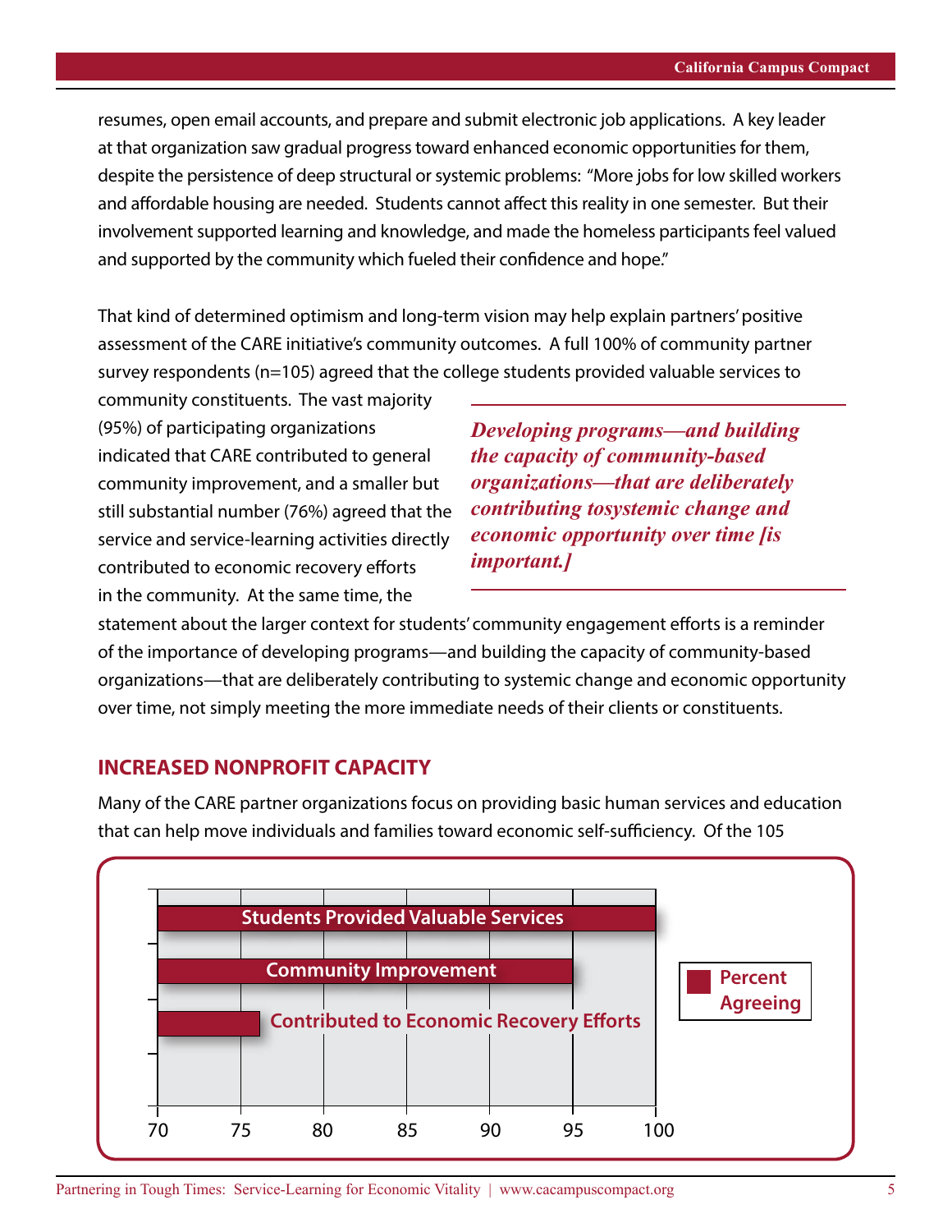resumes, open email accounts, and prepare and submit electronic job applications. A key leader at that organization saw gradual progress toward enhanced economic opportunities for them, despite the persistence of deep structural or systemic problems: "More jobs for low skilled workers and affordable housing are needed. Students cannot affect this reality in one semester. But their involvement supported learning and knowledge, and made the homeless participants feel valued and supported by the community which fueled their confidence and hope."

That kind of determined optimism and long-term vision may help explain partners' positive assessment of the CARE initiative's community outcomes. A full 100% of community partner survey respondents (n=105) agreed that the college students provided valuable services to community constituents. The vast majority (95%) of participating organizations indicated that CARE contributed to general community improvement, and a smaller but still substantial number (76%) agreed that the service and service-learning activities directly contributed to economic recovery efforts in the community. At the same time, the statement about the larger context for students' community engagement efforts is a reminder of the importance of developing programs—and building the capacity of community-based organizations—that are deliberately contributing to systemic change and economic opportunity over time, not simply meeting the more immediate needs of their clients or constituents.

> ***Developing programs—and building the capacity of community-based organizations—that are deliberately contributing tosystemic change and economic opportunity over time [is important.]***

## INCREASED NONPROFIT CAPACITY

Many of the CARE partner organizations focus on providing basic human services and education that can help move individuals and families toward economic self-sufficiency. Of the 105

| | Percent Agreeing |
|---|---|
| Students Provided Valuable Services | 100 |
| Community Improvement | 95 |
| Contributed to Economic Recovery Efforts | 76 |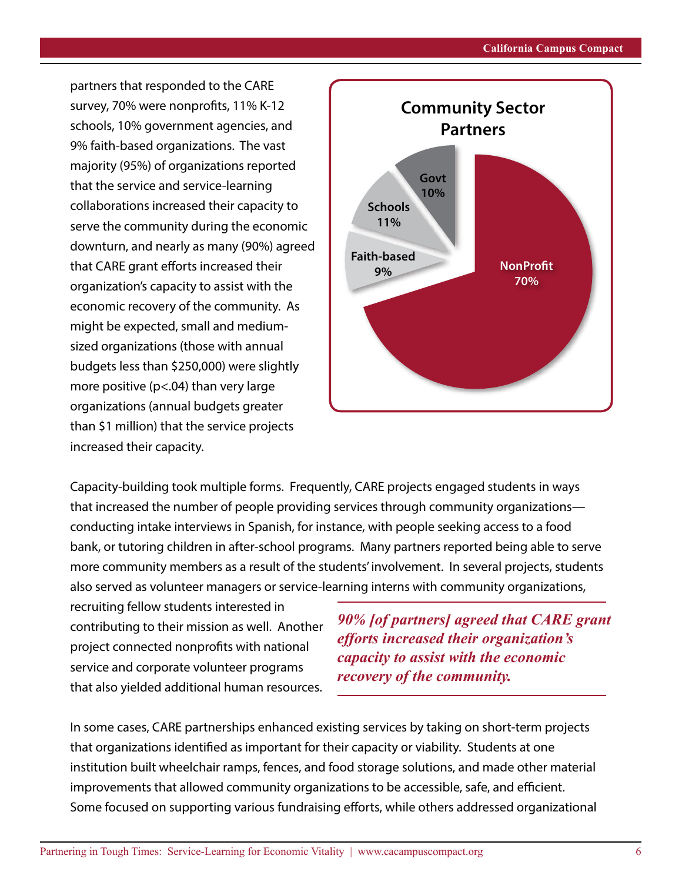partners that responded to the CARE survey, 70% were nonprofits, 11% K-12 schools, 10% government agencies, and 9% faith-based organizations. The vast majority (95%) of organizations reported that the service and service-learning collaborations increased their capacity to serve the community during the economic downturn, and nearly as many (90%) agreed that CARE grant efforts increased their organization's capacity to assist with the economic recovery of the community. As might be expected, small and medium-sized organizations (those with annual budgets less than $250,000) were slightly more positive ($p<.04$) than very large organizations (annual budgets greater than $1 million) that the service projects increased their capacity.

**Community Sector Partners**

| Sector | Percent |
|---|---|
| NonProfit | 70% |
| Schools | 11% |
| Govt | 10% |
| Faith-based | 9% |

Capacity-building took multiple forms. Frequently, CARE projects engaged students in ways that increased the number of people providing services through community organizations—conducting intake interviews in Spanish, for instance, with people seeking access to a food bank, or tutoring children in after-school programs. Many partners reported being able to serve more community members as a result of the students' involvement. In several projects, students also served as volunteer managers or service-learning interns with community organizations, recruiting fellow students interested in contributing to their mission as well. Another project connected nonprofits with national service and corporate volunteer programs that also yielded additional human resources.

> ***90% [of partners] agreed that CARE grant efforts increased their organization's capacity to assist with the economic recovery of the community.***

In some cases, CARE partnerships enhanced existing services by taking on short-term projects that organizations identified as important for their capacity or viability. Students at one institution built wheelchair ramps, fences, and food storage solutions, and made other material improvements that allowed community organizations to be accessible, safe, and efficient. Some focused on supporting various fundraising efforts, while others addressed organizational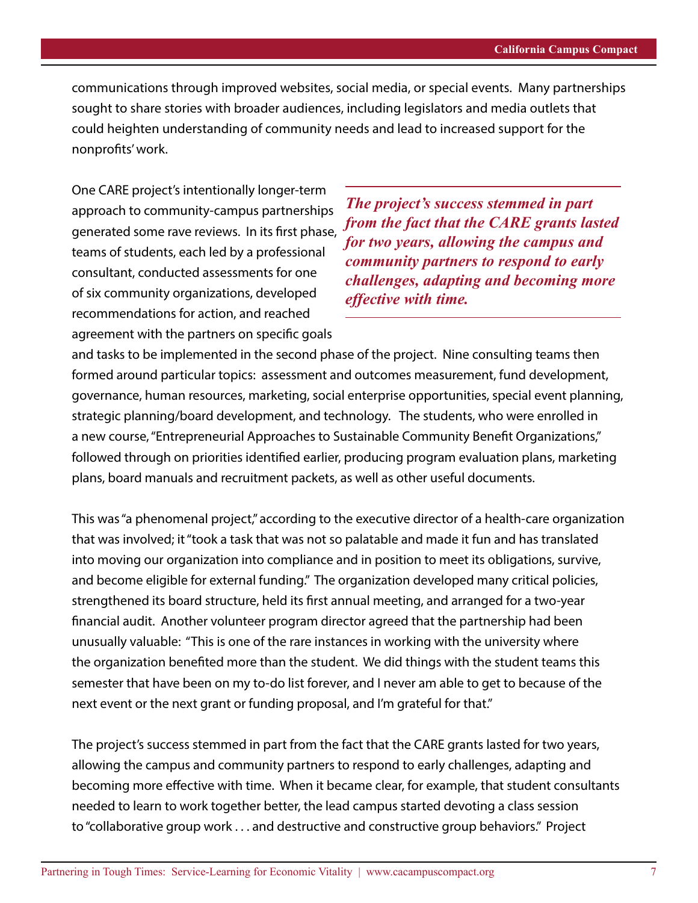communications through improved websites, social media, or special events. Many partnerships sought to share stories with broader audiences, including legislators and media outlets that could heighten understanding of community needs and lead to increased support for the nonprofits' work.

One CARE project's intentionally longer-term approach to community-campus partnerships generated some rave reviews. In its first phase, teams of students, each led by a professional consultant, conducted assessments for one of six community organizations, developed recommendations for action, and reached agreement with the partners on specific goals and tasks to be implemented in the second phase of the project. Nine consulting teams then formed around particular topics: assessment and outcomes measurement, fund development, governance, human resources, marketing, social enterprise opportunities, special event planning, strategic planning/board development, and technology. The students, who were enrolled in a new course, "Entrepreneurial Approaches to Sustainable Community Benefit Organizations," followed through on priorities identified earlier, producing program evaluation plans, marketing plans, board manuals and recruitment packets, as well as other useful documents.

> ***The project's success stemmed in part from the fact that the CARE grants lasted for two years, allowing the campus and community partners to respond to early challenges, adapting and becoming more effective with time.***

This was "a phenomenal project," according to the executive director of a health-care organization that was involved; it "took a task that was not so palatable and made it fun and has translated into moving our organization into compliance and in position to meet its obligations, survive, and become eligible for external funding." The organization developed many critical policies, strengthened its board structure, held its first annual meeting, and arranged for a two-year financial audit. Another volunteer program director agreed that the partnership had been unusually valuable: "This is one of the rare instances in working with the university where the organization benefited more than the student. We did things with the student teams this semester that have been on my to-do list forever, and I never am able to get to because of the next event or the next grant or funding proposal, and I'm grateful for that."

The project's success stemmed in part from the fact that the CARE grants lasted for two years, allowing the campus and community partners to respond to early challenges, adapting and becoming more effective with time. When it became clear, for example, that student consultants needed to learn to work together better, the lead campus started devoting a class session to "collaborative group work . . . and destructive and constructive group behaviors." Project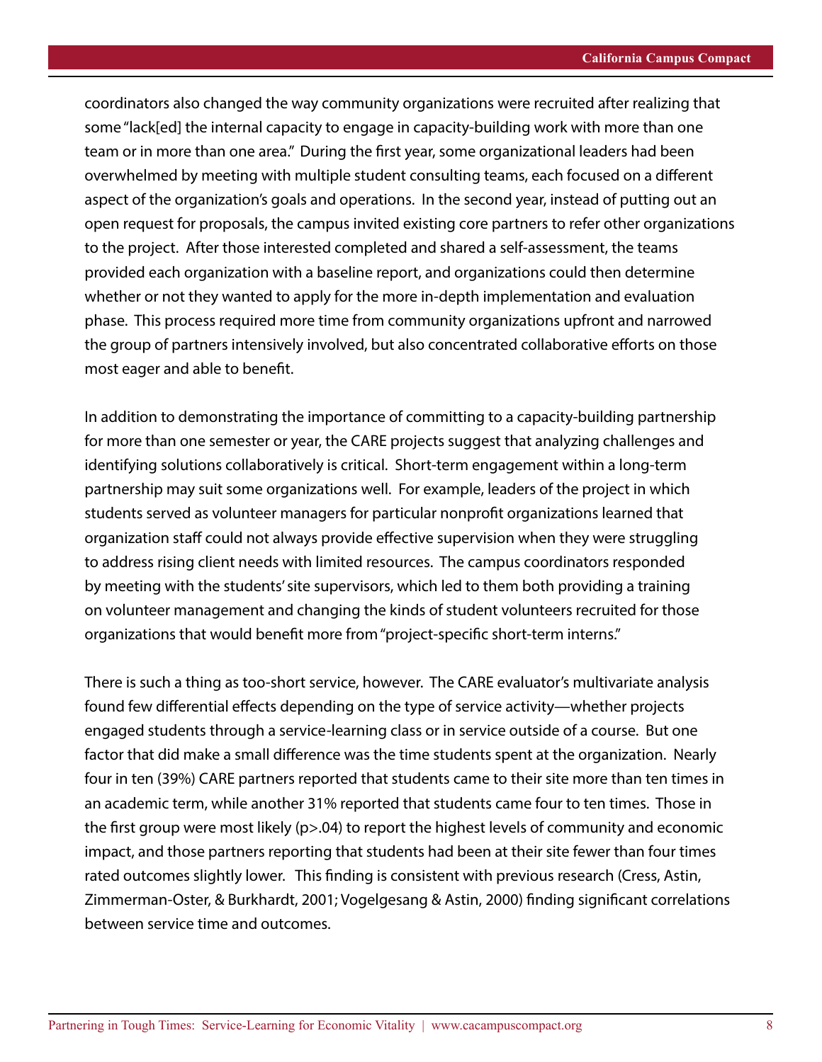coordinators also changed the way community organizations were recruited after realizing that some "lack[ed] the internal capacity to engage in capacity-building work with more than one team or in more than one area." During the first year, some organizational leaders had been overwhelmed by meeting with multiple student consulting teams, each focused on a different aspect of the organization's goals and operations. In the second year, instead of putting out an open request for proposals, the campus invited existing core partners to refer other organizations to the project. After those interested completed and shared a self-assessment, the teams provided each organization with a baseline report, and organizations could then determine whether or not they wanted to apply for the more in-depth implementation and evaluation phase. This process required more time from community organizations upfront and narrowed the group of partners intensively involved, but also concentrated collaborative efforts on those most eager and able to benefit.

In addition to demonstrating the importance of committing to a capacity-building partnership for more than one semester or year, the CARE projects suggest that analyzing challenges and identifying solutions collaboratively is critical. Short-term engagement within a long-term partnership may suit some organizations well. For example, leaders of the project in which students served as volunteer managers for particular nonprofit organizations learned that organization staff could not always provide effective supervision when they were struggling to address rising client needs with limited resources. The campus coordinators responded by meeting with the students' site supervisors, which led to them both providing a training on volunteer management and changing the kinds of student volunteers recruited for those organizations that would benefit more from "project-specific short-term interns."

There is such a thing as too-short service, however. The CARE evaluator's multivariate analysis found few differential effects depending on the type of service activity—whether projects engaged students through a service-learning class or in service outside of a course. But one factor that did make a small difference was the time students spent at the organization. Nearly four in ten (39%) CARE partners reported that students came to their site more than ten times in an academic term, while another 31% reported that students came four to ten times. Those in the first group were most likely ($p>.04$) to report the highest levels of community and economic impact, and those partners reporting that students had been at their site fewer than four times rated outcomes slightly lower. This finding is consistent with previous research (Cress, Astin, Zimmerman-Oster, & Burkhardt, 2001; Vogelgesang & Astin, 2000) finding significant correlations between service time and outcomes.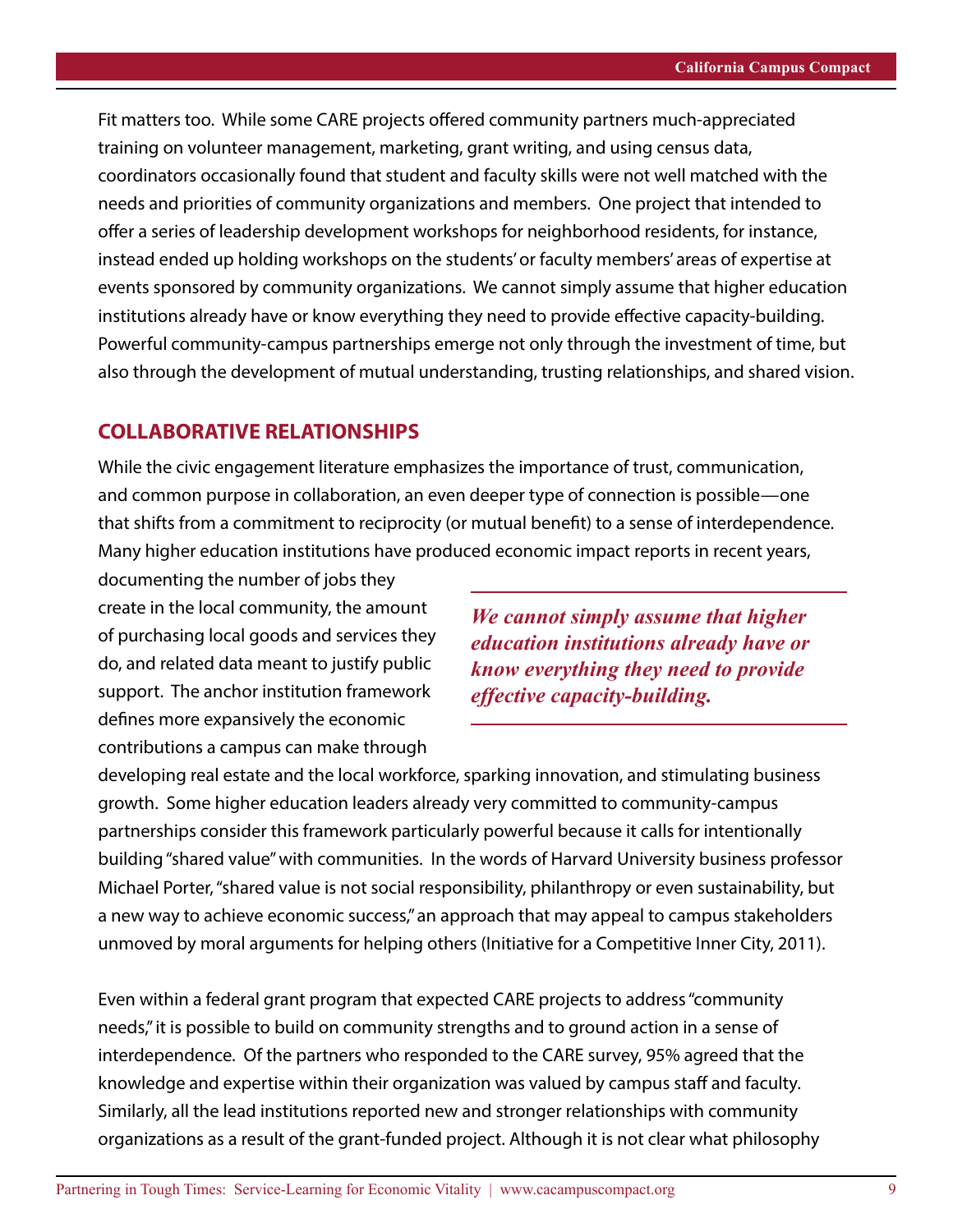Fit matters too. While some CARE projects offered community partners much-appreciated training on volunteer management, marketing, grant writing, and using census data, coordinators occasionally found that student and faculty skills were not well matched with the needs and priorities of community organizations and members. One project that intended to offer a series of leadership development workshops for neighborhood residents, for instance, instead ended up holding workshops on the students' or faculty members' areas of expertise at events sponsored by community organizations. We cannot simply assume that higher education institutions already have or know everything they need to provide effective capacity-building. Powerful community-campus partnerships emerge not only through the investment of time, but also through the development of mutual understanding, trusting relationships, and shared vision.

## COLLABORATIVE RELATIONSHIPS

While the civic engagement literature emphasizes the importance of trust, communication, and common purpose in collaboration, an even deeper type of connection is possible—one that shifts from a commitment to reciprocity (or mutual benefit) to a sense of interdependence. Many higher education institutions have produced economic impact reports in recent years, documenting the number of jobs they create in the local community, the amount of purchasing local goods and services they do, and related data meant to justify public support. The anchor institution framework defines more expansively the economic contributions a campus can make through developing real estate and the local workforce, sparking innovation, and stimulating business growth. Some higher education leaders already very committed to community-campus partnerships consider this framework particularly powerful because it calls for intentionally building "shared value" with communities. In the words of Harvard University business professor Michael Porter, "shared value is not social responsibility, philanthropy or even sustainability, but a new way to achieve economic success," an approach that may appeal to campus stakeholders unmoved by moral arguments for helping others (Initiative for a Competitive Inner City, 2011).

> ***We cannot simply assume that higher education institutions already have or know everything they need to provide effective capacity-building.***

Even within a federal grant program that expected CARE projects to address "community needs," it is possible to build on community strengths and to ground action in a sense of interdependence. Of the partners who responded to the CARE survey, 95% agreed that the knowledge and expertise within their organization was valued by campus staff and faculty. Similarly, all the lead institutions reported new and stronger relationships with community organizations as a result of the grant-funded project. Although it is not clear what philosophy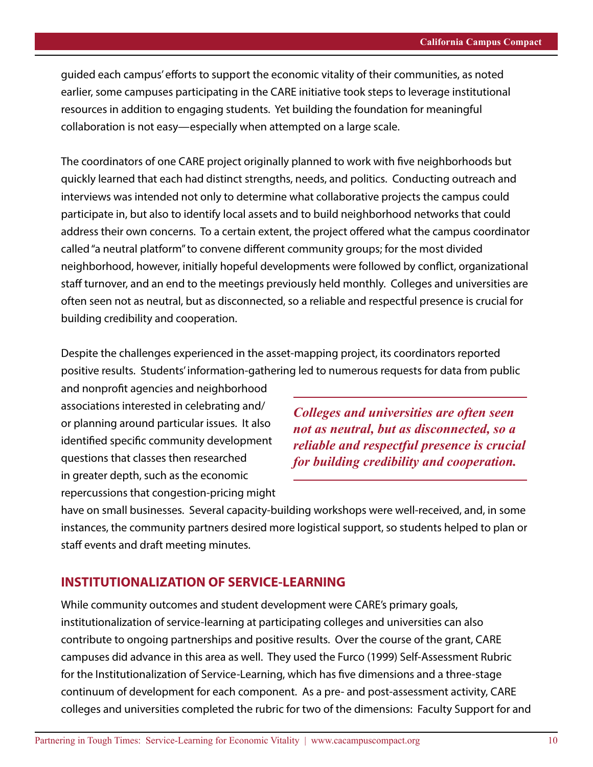guided each campus' efforts to support the economic vitality of their communities, as noted earlier, some campuses participating in the CARE initiative took steps to leverage institutional resources in addition to engaging students. Yet building the foundation for meaningful collaboration is not easy—especially when attempted on a large scale.

The coordinators of one CARE project originally planned to work with five neighborhoods but quickly learned that each had distinct strengths, needs, and politics. Conducting outreach and interviews was intended not only to determine what collaborative projects the campus could participate in, but also to identify local assets and to build neighborhood networks that could address their own concerns. To a certain extent, the project offered what the campus coordinator called "a neutral platform" to convene different community groups; for the most divided neighborhood, however, initially hopeful developments were followed by conflict, organizational staff turnover, and an end to the meetings previously held monthly. Colleges and universities are often seen not as neutral, but as disconnected, so a reliable and respectful presence is crucial for building credibility and cooperation.

Despite the challenges experienced in the asset-mapping project, its coordinators reported positive results. Students' information-gathering led to numerous requests for data from public and nonprofit agencies and neighborhood associations interested in celebrating and/or planning around particular issues. It also identified specific community development questions that classes then researched in greater depth, such as the economic repercussions that congestion-pricing might have on small businesses. Several capacity-building workshops were well-received, and, in some instances, the community partners desired more logistical support, so students helped to plan or staff events and draft meeting minutes.

> ***Colleges and universities are often seen not as neutral, but as disconnected, so a reliable and respectful presence is crucial for building credibility and cooperation.***

## INSTITUTIONALIZATION OF SERVICE-LEARNING

While community outcomes and student development were CARE's primary goals, institutionalization of service-learning at participating colleges and universities can also contribute to ongoing partnerships and positive results. Over the course of the grant, CARE campuses did advance in this area as well. They used the Furco (1999) Self-Assessment Rubric for the Institutionalization of Service-Learning, which has five dimensions and a three-stage continuum of development for each component. As a pre- and post-assessment activity, CARE colleges and universities completed the rubric for two of the dimensions: Faculty Support for and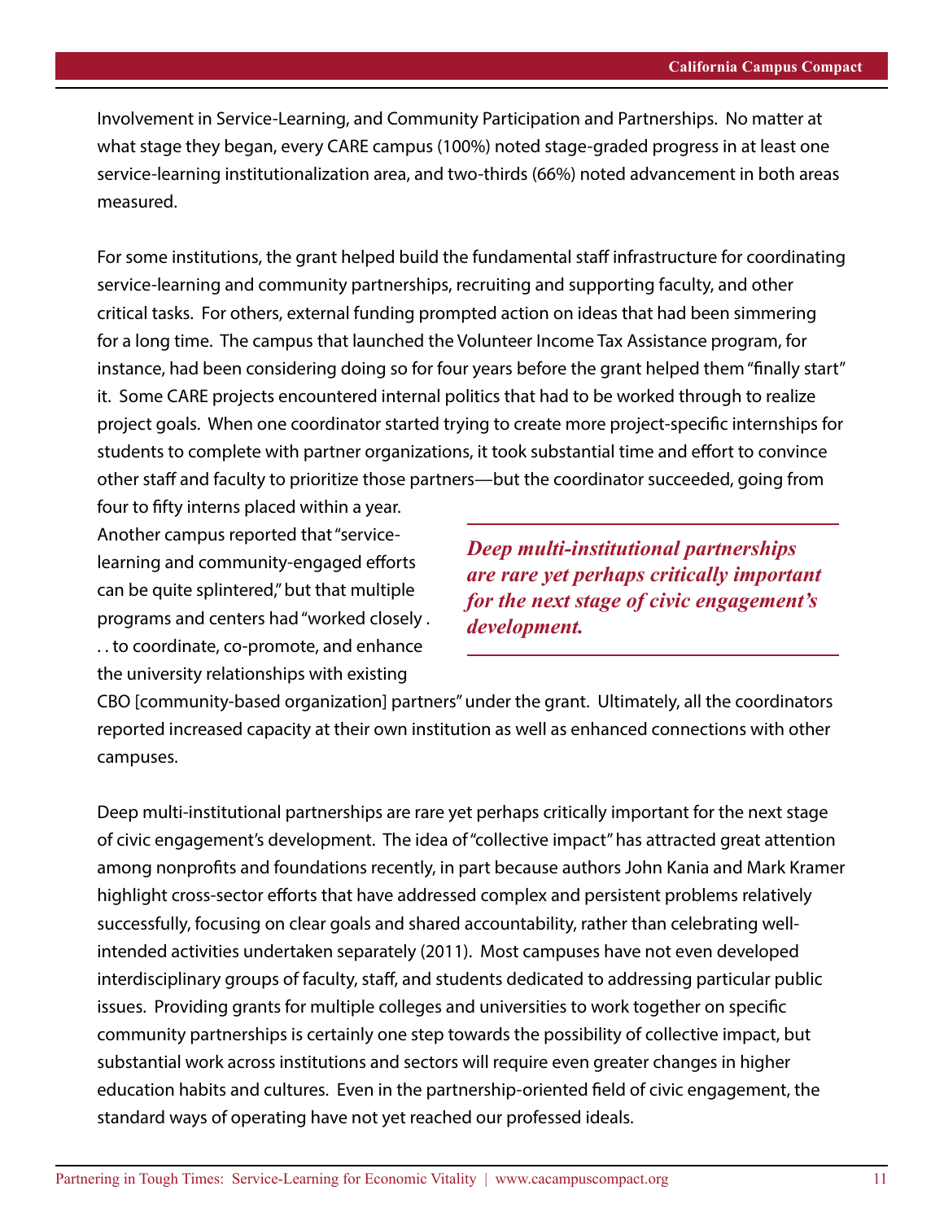Involvement in Service-Learning, and Community Participation and Partnerships. No matter at what stage they began, every CARE campus (100%) noted stage-graded progress in at least one service-learning institutionalization area, and two-thirds (66%) noted advancement in both areas measured.

For some institutions, the grant helped build the fundamental staff infrastructure for coordinating service-learning and community partnerships, recruiting and supporting faculty, and other critical tasks. For others, external funding prompted action on ideas that had been simmering for a long time. The campus that launched the Volunteer Income Tax Assistance program, for instance, had been considering doing so for four years before the grant helped them "finally start" it. Some CARE projects encountered internal politics that had to be worked through to realize project goals. When one coordinator started trying to create more project-specific internships for students to complete with partner organizations, it took substantial time and effort to convince other staff and faculty to prioritize those partners—but the coordinator succeeded, going from four to fifty interns placed within a year. Another campus reported that "service-learning and community-engaged efforts can be quite splintered," but that multiple programs and centers had "worked closely . . . to coordinate, co-promote, and enhance the university relationships with existing CBO [community-based organization] partners" under the grant. Ultimately, all the coordinators reported increased capacity at their own institution as well as enhanced connections with other campuses.

> ***Deep multi-institutional partnerships are rare yet perhaps critically important for the next stage of civic engagement's development.***

Deep multi-institutional partnerships are rare yet perhaps critically important for the next stage of civic engagement's development. The idea of "collective impact" has attracted great attention among nonprofits and foundations recently, in part because authors John Kania and Mark Kramer highlight cross-sector efforts that have addressed complex and persistent problems relatively successfully, focusing on clear goals and shared accountability, rather than celebrating well-intended activities undertaken separately (2011). Most campuses have not even developed interdisciplinary groups of faculty, staff, and students dedicated to addressing particular public issues. Providing grants for multiple colleges and universities to work together on specific community partnerships is certainly one step towards the possibility of collective impact, but substantial work across institutions and sectors will require even greater changes in higher education habits and cultures. Even in the partnership-oriented field of civic engagement, the standard ways of operating have not yet reached our professed ideals.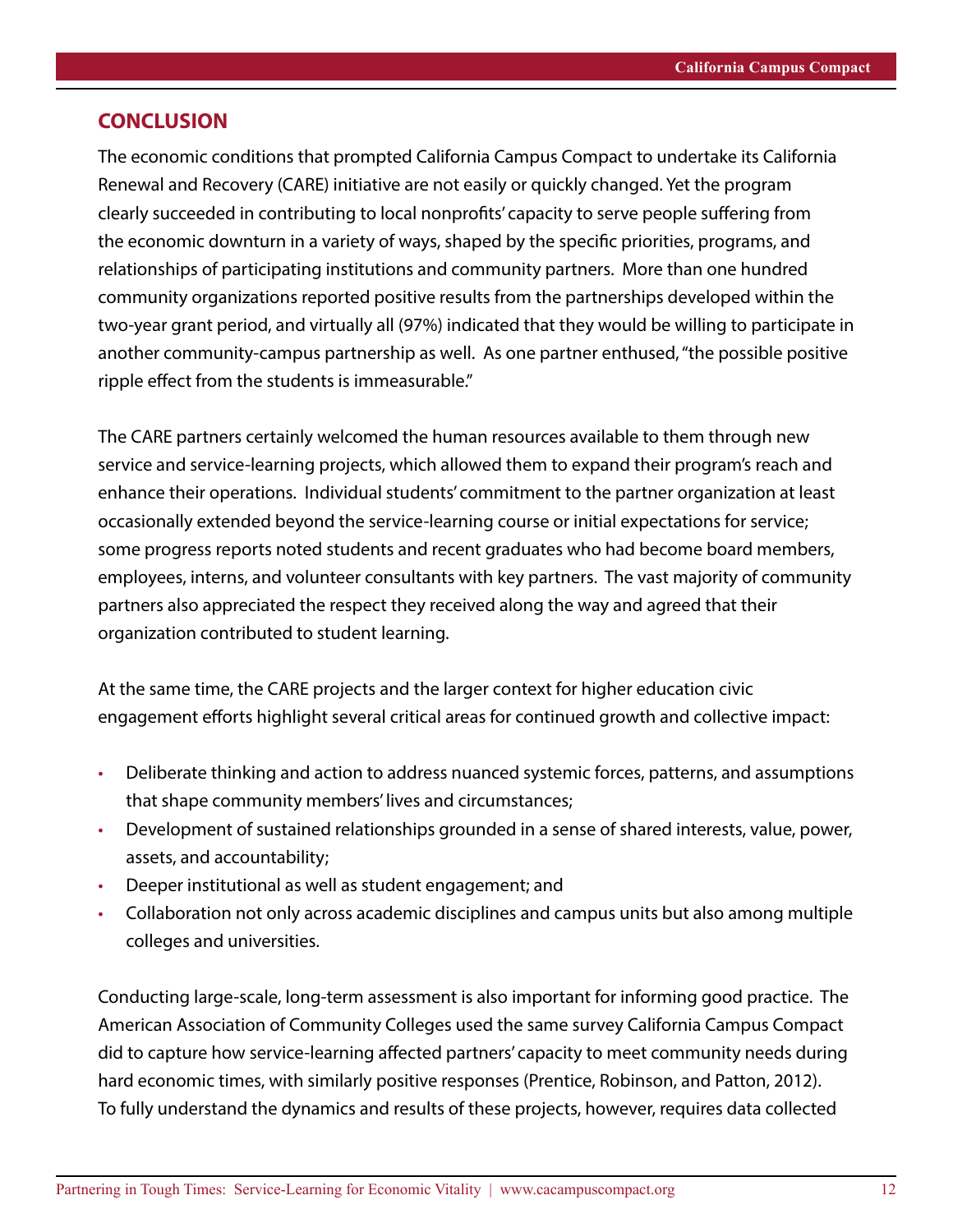## CONCLUSION

The economic conditions that prompted California Campus Compact to undertake its California Renewal and Recovery (CARE) initiative are not easily or quickly changed. Yet the program clearly succeeded in contributing to local nonprofits' capacity to serve people suffering from the economic downturn in a variety of ways, shaped by the specific priorities, programs, and relationships of participating institutions and community partners. More than one hundred community organizations reported positive results from the partnerships developed within the two-year grant period, and virtually all (97%) indicated that they would be willing to participate in another community-campus partnership as well. As one partner enthused, "the possible positive ripple effect from the students is immeasurable."

The CARE partners certainly welcomed the human resources available to them through new service and service-learning projects, which allowed them to expand their program's reach and enhance their operations. Individual students' commitment to the partner organization at least occasionally extended beyond the service-learning course or initial expectations for service; some progress reports noted students and recent graduates who had become board members, employees, interns, and volunteer consultants with key partners. The vast majority of community partners also appreciated the respect they received along the way and agreed that their organization contributed to student learning.

At the same time, the CARE projects and the larger context for higher education civic engagement efforts highlight several critical areas for continued growth and collective impact:

- Deliberate thinking and action to address nuanced systemic forces, patterns, and assumptions that shape community members' lives and circumstances;
- Development of sustained relationships grounded in a sense of shared interests, value, power, assets, and accountability;
- Deeper institutional as well as student engagement; and
- Collaboration not only across academic disciplines and campus units but also among multiple colleges and universities.

Conducting large-scale, long-term assessment is also important for informing good practice. The American Association of Community Colleges used the same survey California Campus Compact did to capture how service-learning affected partners' capacity to meet community needs during hard economic times, with similarly positive responses (Prentice, Robinson, and Patton, 2012). To fully understand the dynamics and results of these projects, however, requires data collected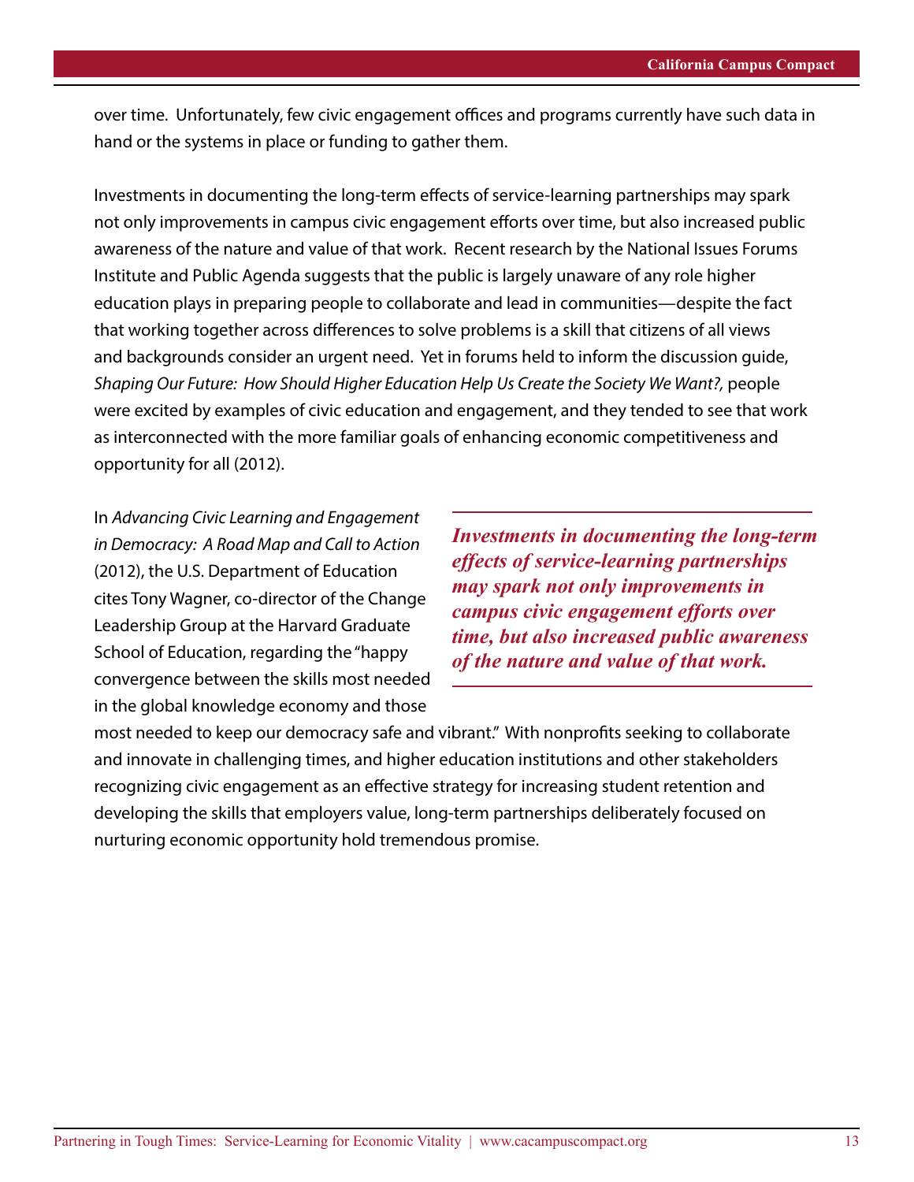over time. Unfortunately, few civic engagement offices and programs currently have such data in hand or the systems in place or funding to gather them.

Investments in documenting the long-term effects of service-learning partnerships may spark not only improvements in campus civic engagement efforts over time, but also increased public awareness of the nature and value of that work. Recent research by the National Issues Forums Institute and Public Agenda suggests that the public is largely unaware of any role higher education plays in preparing people to collaborate and lead in communities—despite the fact that working together across differences to solve problems is a skill that citizens of all views and backgrounds consider an urgent need. Yet in forums held to inform the discussion guide, *Shaping Our Future: How Should Higher Education Help Us Create the Society We Want?,* people were excited by examples of civic education and engagement, and they tended to see that work as interconnected with the more familiar goals of enhancing economic competitiveness and opportunity for all (2012).

> ***Investments in documenting the long-term effects of service-learning partnerships may spark not only improvements in campus civic engagement efforts over time, but also increased public awareness of the nature and value of that work.***

In *Advancing Civic Learning and Engagement in Democracy: A Road Map and Call to Action* (2012), the U.S. Department of Education cites Tony Wagner, co-director of the Change Leadership Group at the Harvard Graduate School of Education, regarding the "happy convergence between the skills most needed in the global knowledge economy and those most needed to keep our democracy safe and vibrant." With nonprofits seeking to collaborate and innovate in challenging times, and higher education institutions and other stakeholders recognizing civic engagement as an effective strategy for increasing student retention and developing the skills that employers value, long-term partnerships deliberately focused on nurturing economic opportunity hold tremendous promise.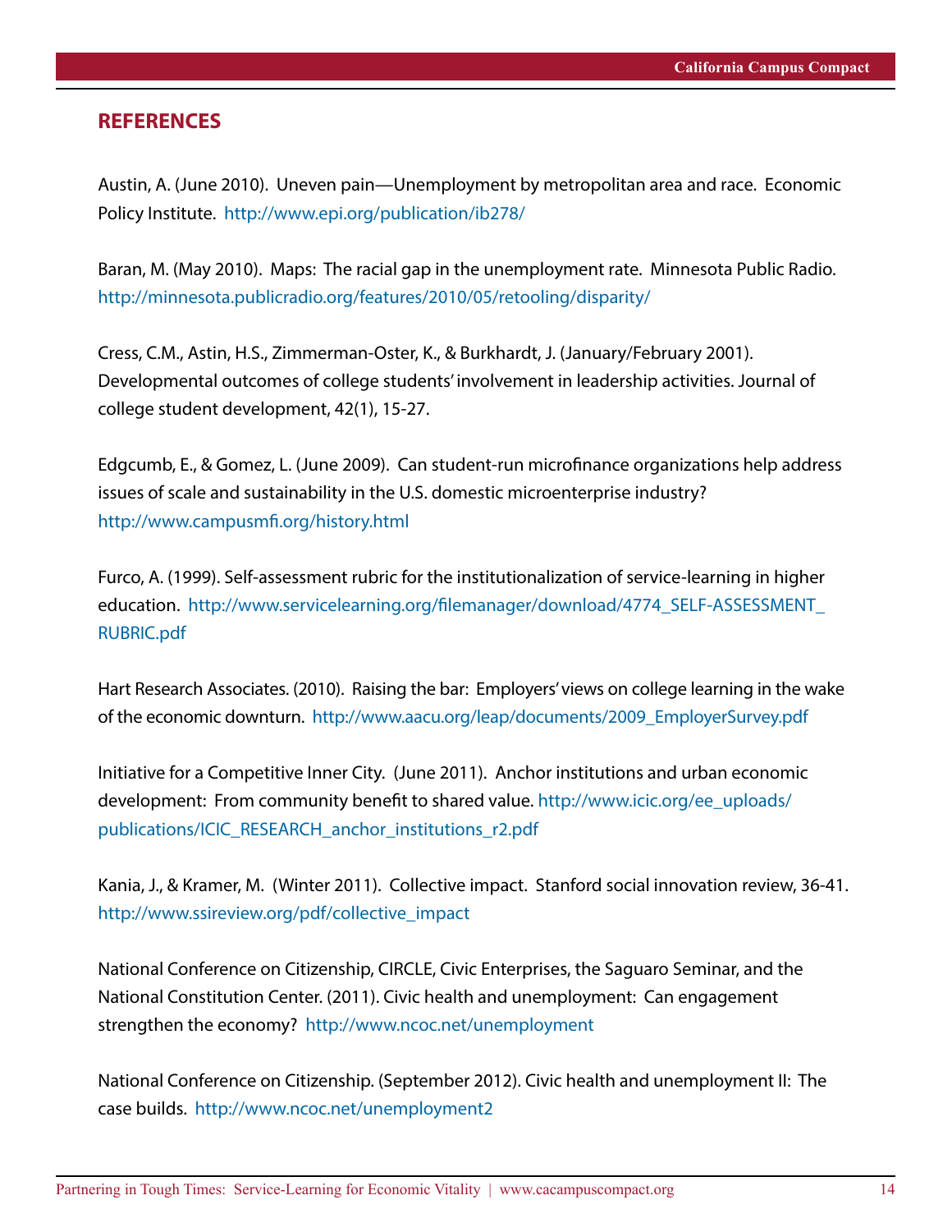## REFERENCES

Austin, A. (June 2010). Uneven pain—Unemployment by metropolitan area and race. Economic Policy Institute. http://www.epi.org/publication/ib278/

Baran, M. (May 2010). Maps: The racial gap in the unemployment rate. Minnesota Public Radio. http://minnesota.publicradio.org/features/2010/05/retooling/disparity/

Cress, C.M., Astin, H.S., Zimmerman-Oster, K., & Burkhardt, J. (January/February 2001). Developmental outcomes of college students' involvement in leadership activities. Journal of college student development, 42(1), 15-27.

Edgcumb, E., & Gomez, L. (June 2009). Can student-run microfinance organizations help address issues of scale and sustainability in the U.S. domestic microenterprise industry? http://www.campusmfi.org/history.html

Furco, A. (1999). Self-assessment rubric for the institutionalization of service-learning in higher education. http://www.servicelearning.org/filemanager/download/4774_SELF-ASSESSMENT_RUBRIC.pdf

Hart Research Associates. (2010). Raising the bar: Employers' views on college learning in the wake of the economic downturn. http://www.aacu.org/leap/documents/2009_EmployerSurvey.pdf

Initiative for a Competitive Inner City. (June 2011). Anchor institutions and urban economic development: From community benefit to shared value. http://www.icic.org/ee_uploads/publications/ICIC_RESEARCH_anchor_institutions_r2.pdf

Kania, J., & Kramer, M. (Winter 2011). Collective impact. Stanford social innovation review, 36-41. http://www.ssireview.org/pdf/collective_impact

National Conference on Citizenship, CIRCLE, Civic Enterprises, the Saguaro Seminar, and the National Constitution Center. (2011). Civic health and unemployment: Can engagement strengthen the economy? http://www.ncoc.net/unemployment

National Conference on Citizenship. (September 2012). Civic health and unemployment II: The case builds. http://www.ncoc.net/unemployment2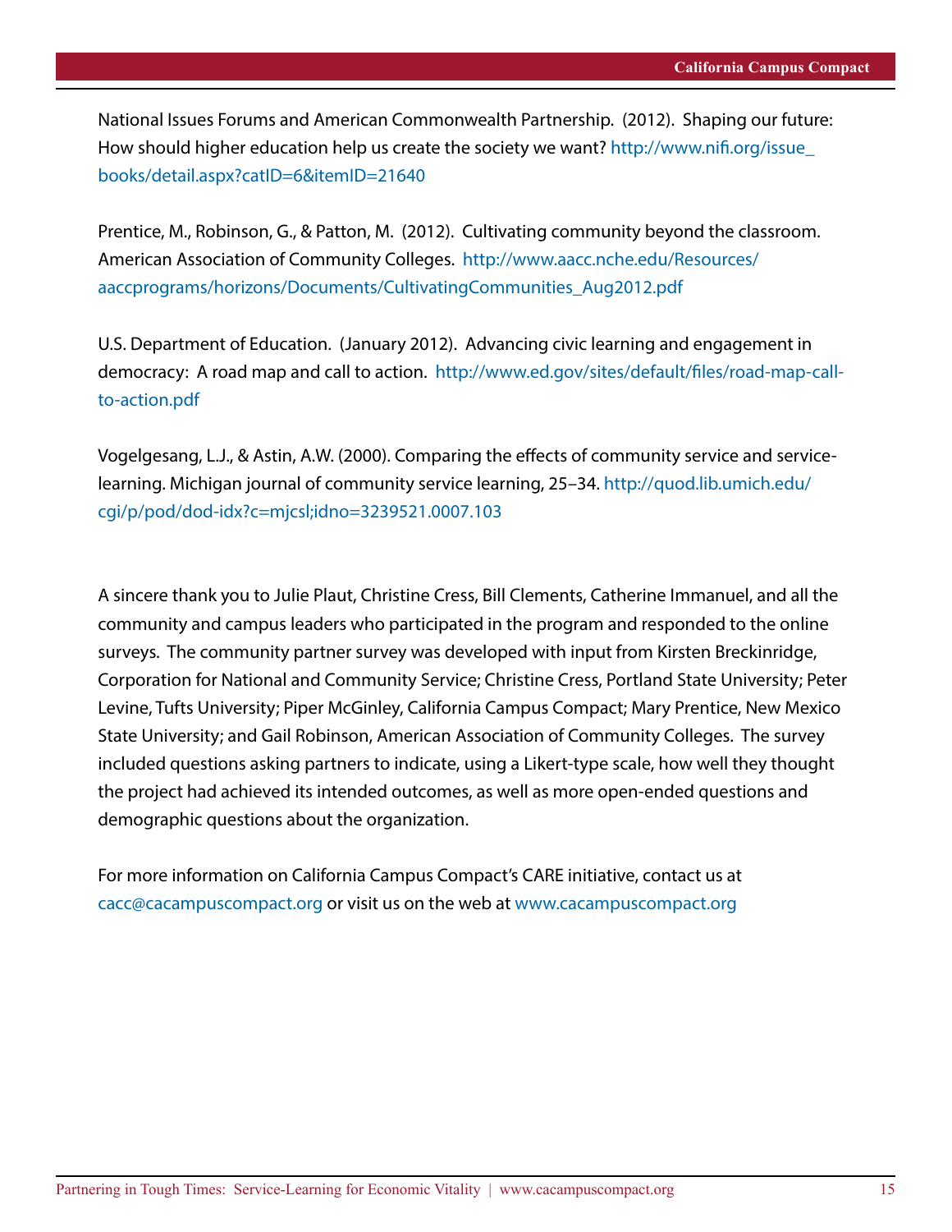National Issues Forums and American Commonwealth Partnership. (2012). Shaping our future: How should higher education help us create the society we want? http://www.nifi.org/issue_books/detail.aspx?catID=6&itemID=21640

Prentice, M., Robinson, G., & Patton, M. (2012). Cultivating community beyond the classroom. American Association of Community Colleges. http://www.aacc.nche.edu/Resources/aaccprograms/horizons/Documents/CultivatingCommunities_Aug2012.pdf

U.S. Department of Education. (January 2012). Advancing civic learning and engagement in democracy: A road map and call to action. http://www.ed.gov/sites/default/files/road-map-call-to-action.pdf

Vogelgesang, L.J., & Astin, A.W. (2000). Comparing the effects of community service and service-learning. Michigan journal of community service learning, 25–34. http://quod.lib.umich.edu/cgi/p/pod/dod-idx?c=mjcsl;idno=3239521.0007.103

A sincere thank you to Julie Plaut, Christine Cress, Bill Clements, Catherine Immanuel, and all the community and campus leaders who participated in the program and responded to the online surveys. The community partner survey was developed with input from Kirsten Breckinridge, Corporation for National and Community Service; Christine Cress, Portland State University; Peter Levine, Tufts University; Piper McGinley, California Campus Compact; Mary Prentice, New Mexico State University; and Gail Robinson, American Association of Community Colleges. The survey included questions asking partners to indicate, using a Likert-type scale, how well they thought the project had achieved its intended outcomes, as well as more open-ended questions and demographic questions about the organization.

For more information on California Campus Compact's CARE initiative, contact us at cacc@cacampuscompact.org or visit us on the web at www.cacampuscompact.org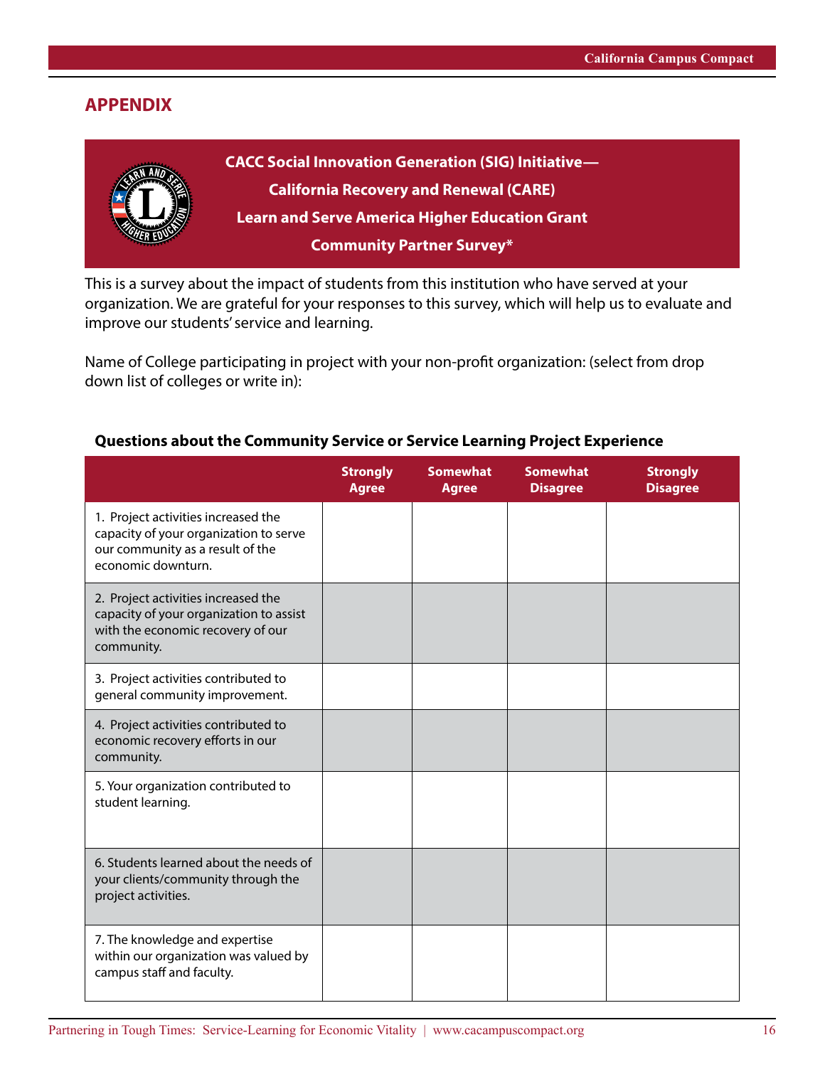## APPENDIX

**CACC Social Innovation Generation (SIG) Initiative—**
**California Recovery and Renewal (CARE)**
**Learn and Serve America Higher Education Grant**
**Community Partner Survey***

This is a survey about the impact of students from this institution who have served at your organization. We are grateful for your responses to this survey, which will help us to evaluate and improve our students' service and learning.

Name of College participating in project with your non-profit organization: (select from drop down list of colleges or write in):

**Questions about the Community Service or Service Learning Project Experience**

| | Strongly Agree | Somewhat Agree | Somewhat Disagree | Strongly Disagree |
|---|---|---|---|---|
| 1. Project activities increased the capacity of your organization to serve our community as a result of the economic downturn. | | | | |
| 2. Project activities increased the capacity of your organization to assist with the economic recovery of our community. | | | | |
| 3. Project activities contributed to general community improvement. | | | | |
| 4. Project activities contributed to economic recovery efforts in our community. | | | | |
| 5. Your organization contributed to student learning. | | | | |
| 6. Students learned about the needs of your clients/community through the project activities. | | | | |
| 7. The knowledge and expertise within our organization was valued by campus staff and faculty. | | | | |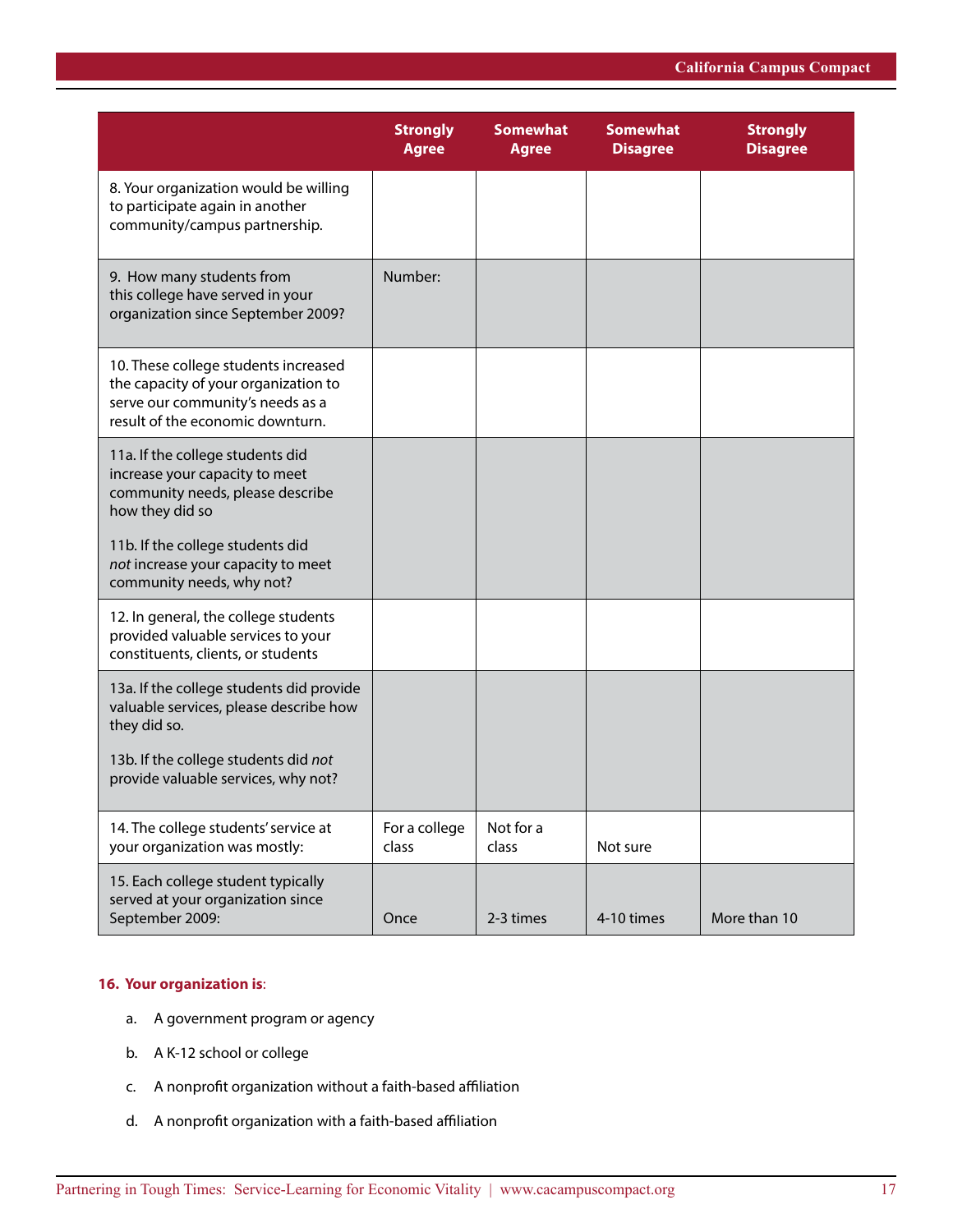| | Strongly Agree | Somewhat Agree | Somewhat Disagree | Strongly Disagree |
|---|---|---|---|---|
| 8. Your organization would be willing to participate again in another community/campus partnership. | | | | |
| 9. How many students from this college have served in your organization since September 2009? | Number: | | | |
| 10. These college students increased the capacity of your organization to serve our community's needs as a result of the economic downturn. | | | | |
| 11a. If the college students did increase your capacity to meet community needs, please describe how they did so<br><br>11b. If the college students did *not* increase your capacity to meet community needs, why not? | | | | |
| 12. In general, the college students provided valuable services to your constituents, clients, or students | | | | |
| 13a. If the college students did provide valuable services, please describe how they did so.<br><br>13b. If the college students did *not* provide valuable services, why not? | | | | |
| 14. The college students' service at your organization was mostly: | For a college class | Not for a class | Not sure | |
| 15. Each college student typically served at your organization since September 2009: | Once | 2-3 times | 4-10 times | More than 10 |

**16. Your organization is**:

a. A government program or agency

b. A K-12 school or college

c. A nonprofit organization without a faith-based affiliation

d. A nonprofit organization with a faith-based affiliation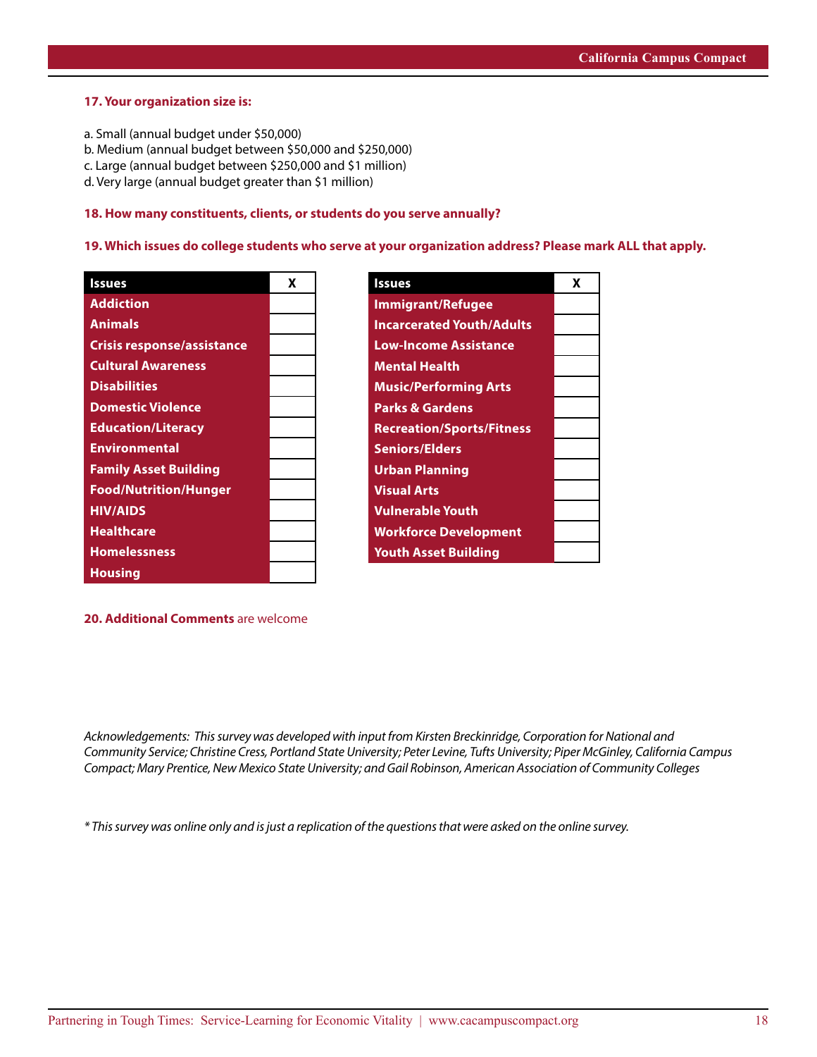**17. Your organization size is:**

a. Small (annual budget under $50,000)
b. Medium (annual budget between $50,000 and $250,000)
c. Large (annual budget between $250,000 and $1 million)
d. Very large (annual budget greater than $1 million)

**18. How many constituents, clients, or students do you serve annually?**

**19. Which issues do college students who serve at your organization address? Please mark ALL that apply.**

| Issues | X |
|---|---|
| Addiction | |
| Animals | |
| Crisis response/assistance | |
| Cultural Awareness | |
| Disabilities | |
| Domestic Violence | |
| Education/Literacy | |
| Environmental | |
| Family Asset Building | |
| Food/Nutrition/Hunger | |
| HIV/AIDS | |
| Healthcare | |
| Homelessness | |
| Housing | |

| Issues | X |
|---|---|
| Immigrant/Refugee | |
| Incarcerated Youth/Adults | |
| Low-Income Assistance | |
| Mental Health | |
| Music/Performing Arts | |
| Parks & Gardens | |
| Recreation/Sports/Fitness | |
| Seniors/Elders | |
| Urban Planning | |
| Visual Arts | |
| Vulnerable Youth | |
| Workforce Development | |
| Youth Asset Building | |

**20. Additional Comments** are welcome

*Acknowledgements: This survey was developed with input from Kirsten Breckinridge, Corporation for National and Community Service; Christine Cress, Portland State University; Peter Levine, Tufts University; Piper McGinley, California Campus Compact; Mary Prentice, New Mexico State University; and Gail Robinson, American Association of Community Colleges*

*\* This survey was online only and is just a replication of the questions that were asked on the online survey.*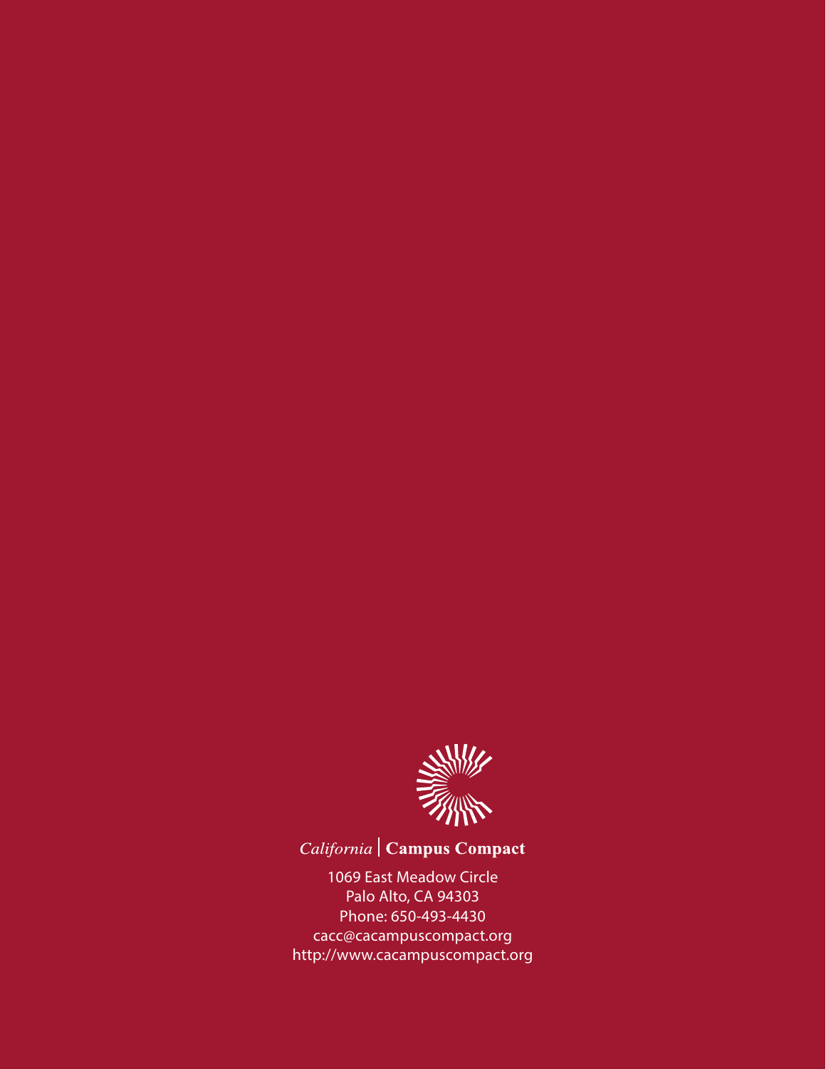*California* | **Campus Compact**

1069 East Meadow Circle
Palo Alto, CA 94303
Phone: 650-493-4430
cacc@cacampuscompact.org
http://www.cacampuscompact.org